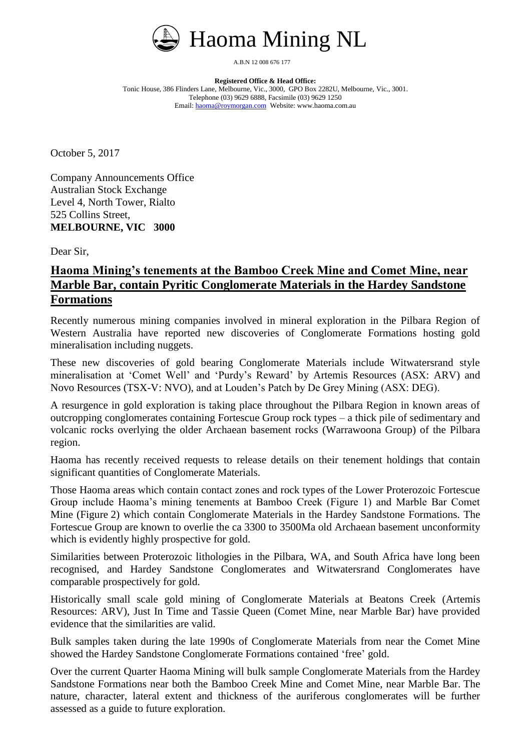# Haoma Mining NL

A.B.N 12 008 676 177

**Registered Office & Head Office:**
Tonic House, 386 Flinders Lane, Melbourne, Vic., 3000, GPO Box 2282U, Melbourne, Vic., 3001.
Telephone (03) 9629 6888, Facsimile (03) 9629 1250
Email: haoma@roymorgan.com Website: www.haoma.com.au

October 5, 2017

Company Announcements Office
Australian Stock Exchange
Level 4, North Tower, Rialto
525 Collins Street,
**MELBOURNE, VIC 3000**

Dear Sir,

## Haoma Mining's tenements at the Bamboo Creek Mine and Comet Mine, near Marble Bar, contain Pyritic Conglomerate Materials in the Hardey Sandstone Formations

Recently numerous mining companies involved in mineral exploration in the Pilbara Region of Western Australia have reported new discoveries of Conglomerate Formations hosting gold mineralisation including nuggets.

These new discoveries of gold bearing Conglomerate Materials include Witwatersrand style mineralisation at 'Comet Well' and 'Purdy's Reward' by Artemis Resources (ASX: ARV) and Novo Resources (TSX-V: NVO), and at Louden's Patch by De Grey Mining (ASX: DEG).

A resurgence in gold exploration is taking place throughout the Pilbara Region in known areas of outcropping conglomerates containing Fortescue Group rock types – a thick pile of sedimentary and volcanic rocks overlying the older Archaean basement rocks (Warrawoona Group) of the Pilbara region.

Haoma has recently received requests to release details on their tenement holdings that contain significant quantities of Conglomerate Materials.

Those Haoma areas which contain contact zones and rock types of the Lower Proterozoic Fortescue Group include Haoma's mining tenements at Bamboo Creek (Figure 1) and Marble Bar Comet Mine (Figure 2) which contain Conglomerate Materials in the Hardey Sandstone Formations. The Fortescue Group are known to overlie the ca 3300 to 3500Ma old Archaean basement unconformity which is evidently highly prospective for gold.

Similarities between Proterozoic lithologies in the Pilbara, WA, and South Africa have long been recognised, and Hardey Sandstone Conglomerates and Witwatersrand Conglomerates have comparable prospectively for gold.

Historically small scale gold mining of Conglomerate Materials at Beatons Creek (Artemis Resources: ARV), Just In Time and Tassie Queen (Comet Mine, near Marble Bar) have provided evidence that the similarities are valid.

Bulk samples taken during the late 1990s of Conglomerate Materials from near the Comet Mine showed the Hardey Sandstone Conglomerate Formations contained 'free' gold.

Over the current Quarter Haoma Mining will bulk sample Conglomerate Materials from the Hardey Sandstone Formations near both the Bamboo Creek Mine and Comet Mine, near Marble Bar. The nature, character, lateral extent and thickness of the auriferous conglomerates will be further assessed as a guide to future exploration.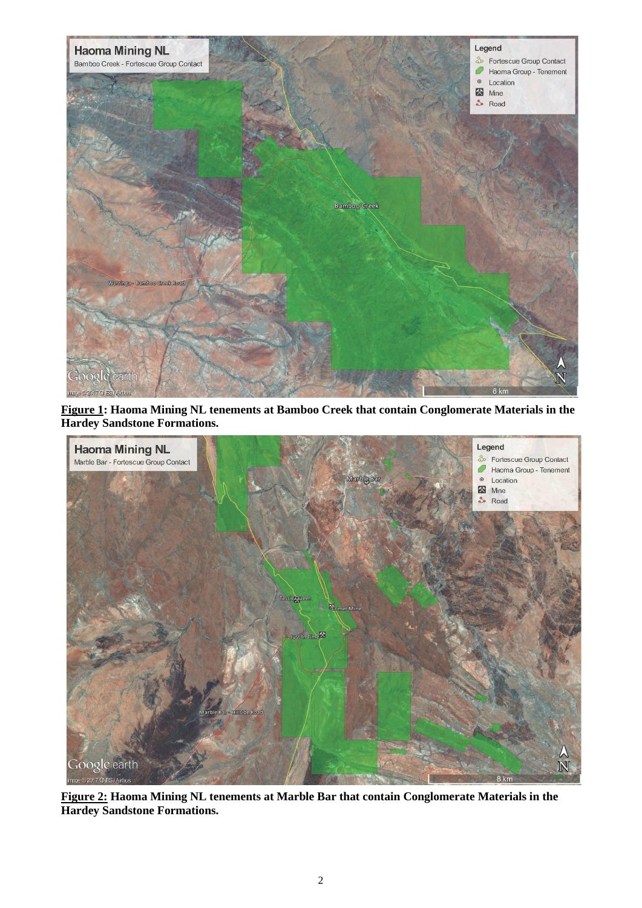**Figure 1: Haoma Mining NL tenements at Bamboo Creek that contain Conglomerate Materials in the Hardey Sandstone Formations.**

**Figure 2: Haoma Mining NL tenements at Marble Bar that contain Conglomerate Materials in the Hardey Sandstone Formations.**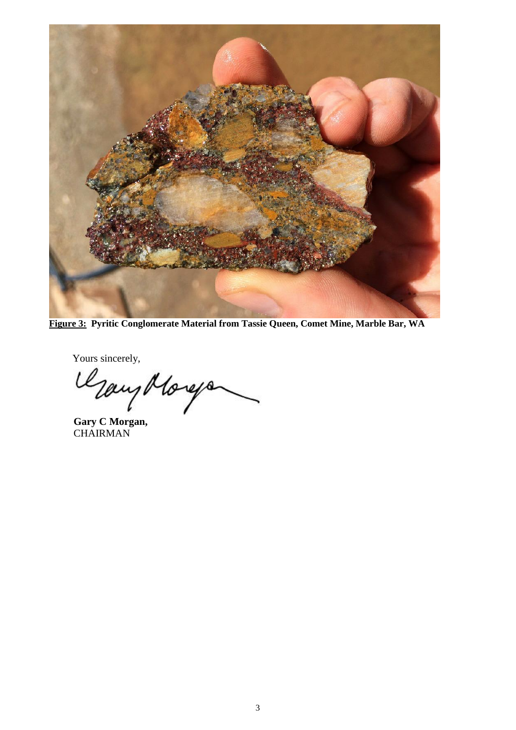**Figure 3: Pyritic Conglomerate Material from Tassie Queen, Comet Mine, Marble Bar, WA**

Yours sincerely,

**Gary C Morgan,**
CHAIRMAN